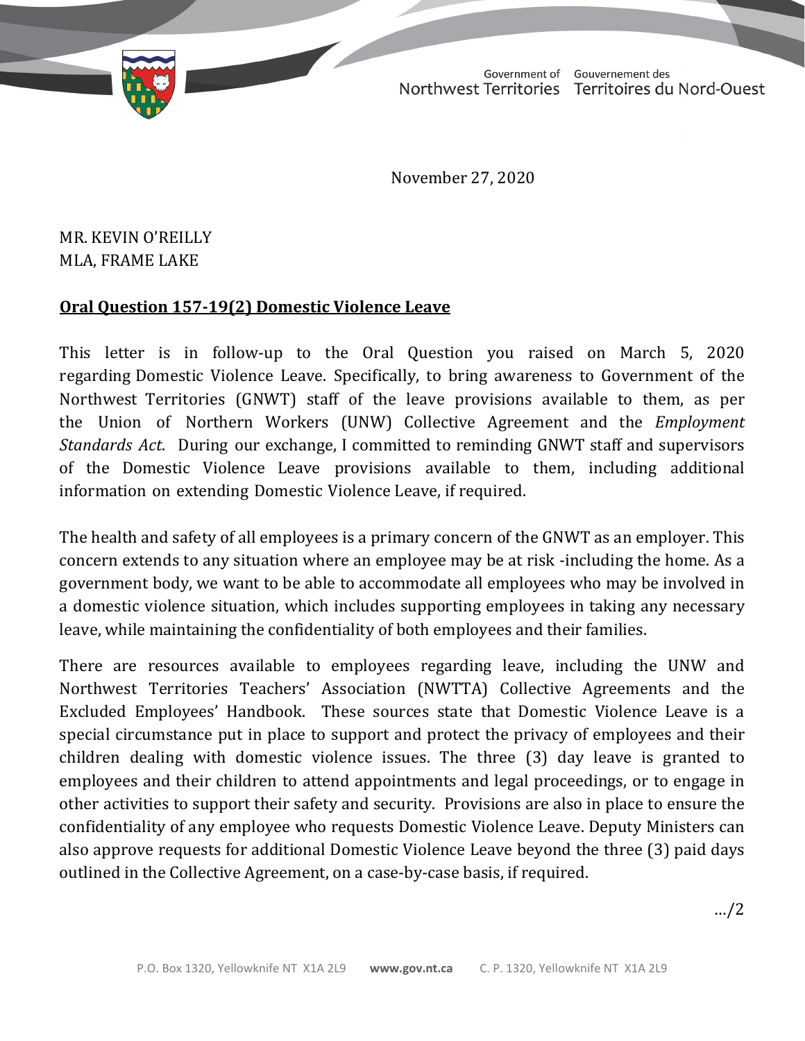Government of Northwest Territories | Gouvernement des Territoires du Nord-Ouest

November 27, 2020

MR. KEVIN O'REILLY
MLA, FRAME LAKE

**Oral Question 157-19(2) Domestic Violence Leave**

This letter is in follow-up to the Oral Question you raised on March 5, 2020 regarding Domestic Violence Leave. Specifically, to bring awareness to Government of the Northwest Territories (GNWT) staff of the leave provisions available to them, as per the Union of Northern Workers (UNW) Collective Agreement and the *Employment Standards Act*. During our exchange, I committed to reminding GNWT staff and supervisors of the Domestic Violence Leave provisions available to them, including additional information on extending Domestic Violence Leave, if required.

The health and safety of all employees is a primary concern of the GNWT as an employer. This concern extends to any situation where an employee may be at risk -including the home. As a government body, we want to be able to accommodate all employees who may be involved in a domestic violence situation, which includes supporting employees in taking any necessary leave, while maintaining the confidentiality of both employees and their families.

There are resources available to employees regarding leave, including the UNW and Northwest Territories Teachers' Association (NWTTA) Collective Agreements and the Excluded Employees' Handbook. These sources state that Domestic Violence Leave is a special circumstance put in place to support and protect the privacy of employees and their children dealing with domestic violence issues. The three (3) day leave is granted to employees and their children to attend appointments and legal proceedings, or to engage in other activities to support their safety and security. Provisions are also in place to ensure the confidentiality of any employee who requests Domestic Violence Leave. Deputy Ministers can also approve requests for additional Domestic Violence Leave beyond the three (3) paid days outlined in the Collective Agreement, on a case-by-case basis, if required.

…/2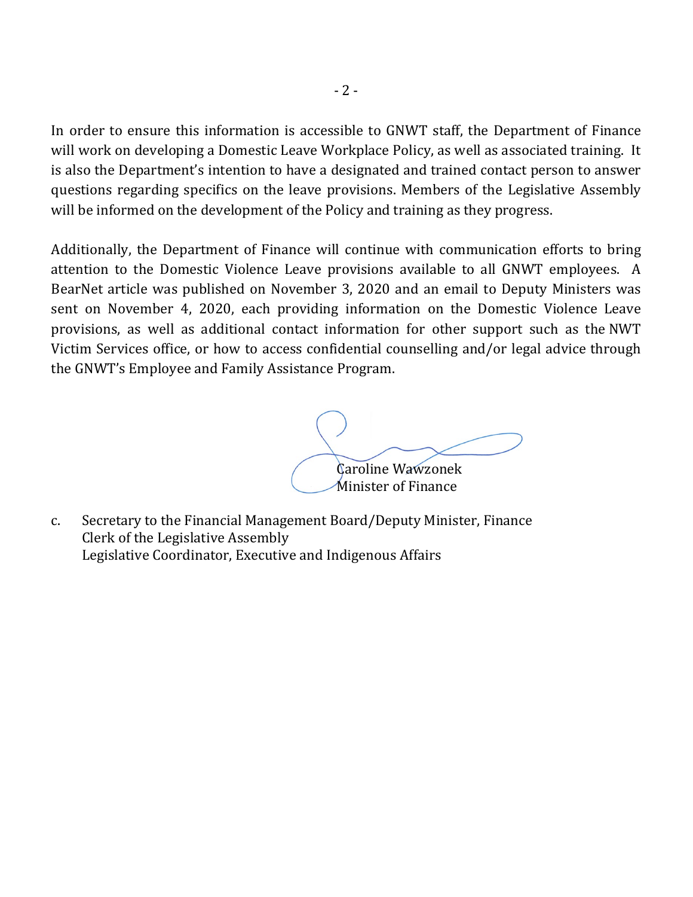In order to ensure this information is accessible to GNWT staff, the Department of Finance will work on developing a Domestic Leave Workplace Policy, as well as associated training. It is also the Department's intention to have a designated and trained contact person to answer questions regarding specifics on the leave provisions. Members of the Legislative Assembly will be informed on the development of the Policy and training as they progress.

Additionally, the Department of Finance will continue with communication efforts to bring attention to the Domestic Violence Leave provisions available to all GNWT employees. A BearNet article was published on November 3, 2020 and an email to Deputy Ministers was sent on November 4, 2020, each providing information on the Domestic Violence Leave provisions, as well as additional contact information for other support such as the NWT Victim Services office, or how to access confidential counselling and/or legal advice through the GNWT's Employee and Family Assistance Program.

Caroline Wawzonek
Minister of Finance

c. Secretary to the Financial Management Board/Deputy Minister, Finance
Clerk of the Legislative Assembly
Legislative Coordinator, Executive and Indigenous Affairs